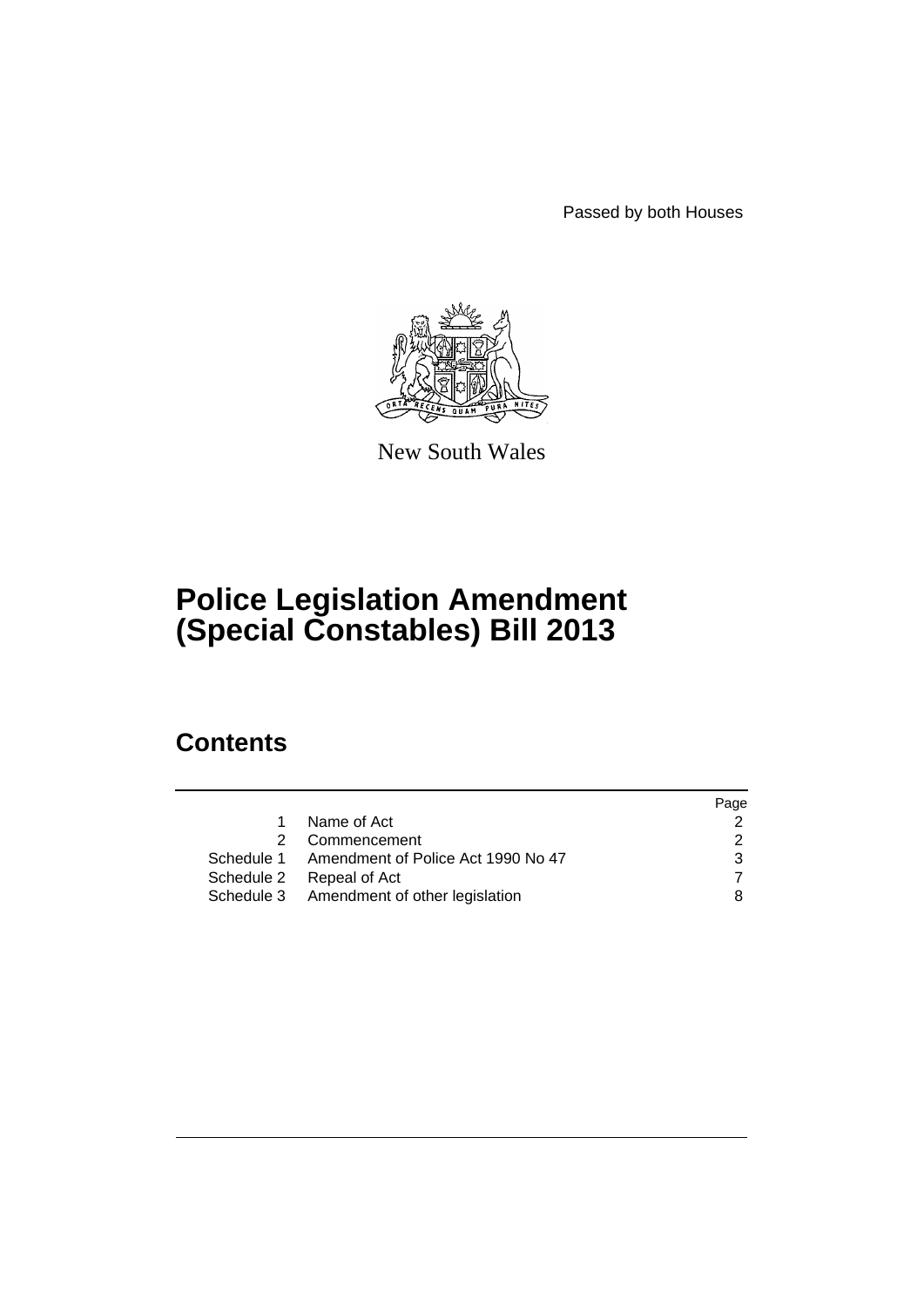Passed by both Houses

New South Wales

# Police Legislation Amendment (Special Constables) Bill 2013

## Contents

| | | Page |
|---|---|---|
| 1 | Name of Act | 2 |
| 2 | Commencement | 2 |
| Schedule 1 | Amendment of Police Act 1990 No 47 | 3 |
| Schedule 2 | Repeal of Act | 7 |
| Schedule 3 | Amendment of other legislation | 8 |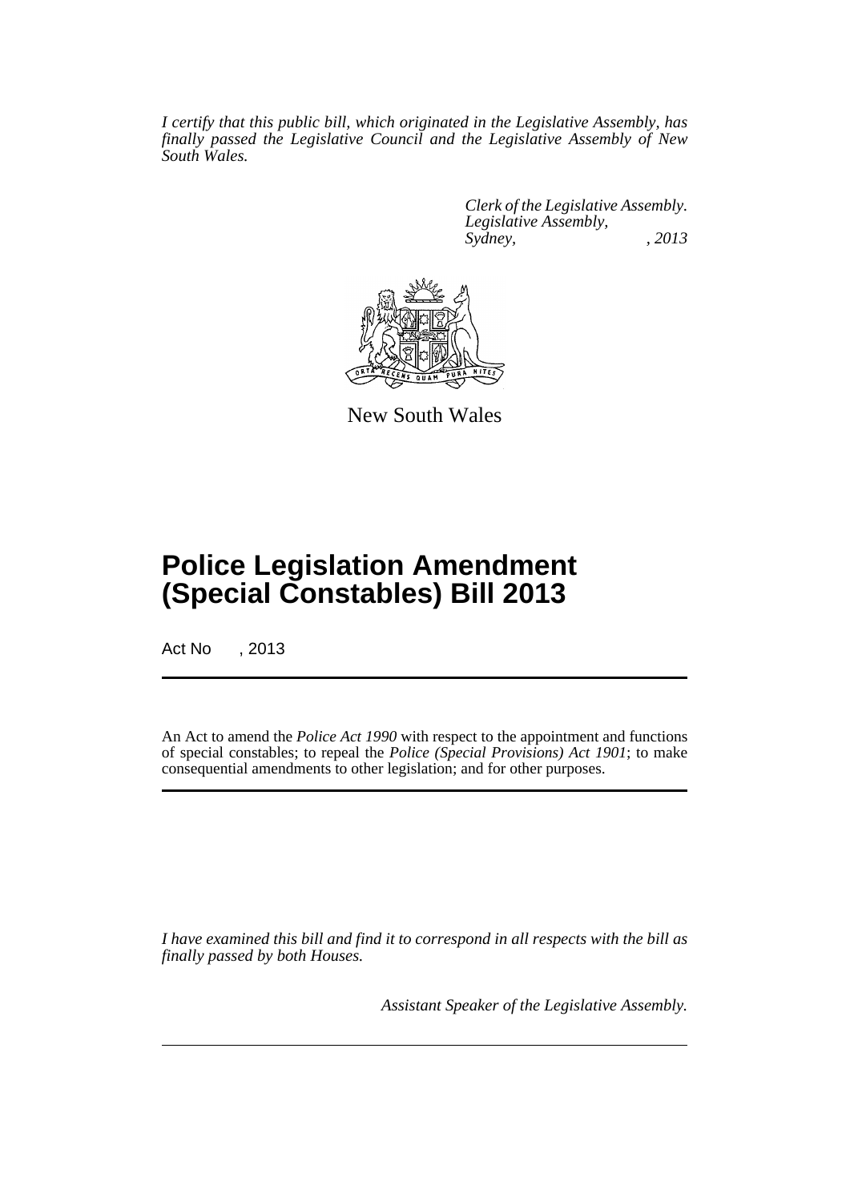*I certify that this public bill, which originated in the Legislative Assembly, has finally passed the Legislative Council and the Legislative Assembly of New South Wales.*

*Clerk of the Legislative Assembly.*
*Legislative Assembly,*
*Sydney, , 2013*

New South Wales

# Police Legislation Amendment (Special Constables) Bill 2013

Act No , 2013

An Act to amend the *Police Act 1990* with respect to the appointment and functions of special constables; to repeal the *Police (Special Provisions) Act 1901*; to make consequential amendments to other legislation; and for other purposes.

*I have examined this bill and find it to correspond in all respects with the bill as finally passed by both Houses.*

*Assistant Speaker of the Legislative Assembly.*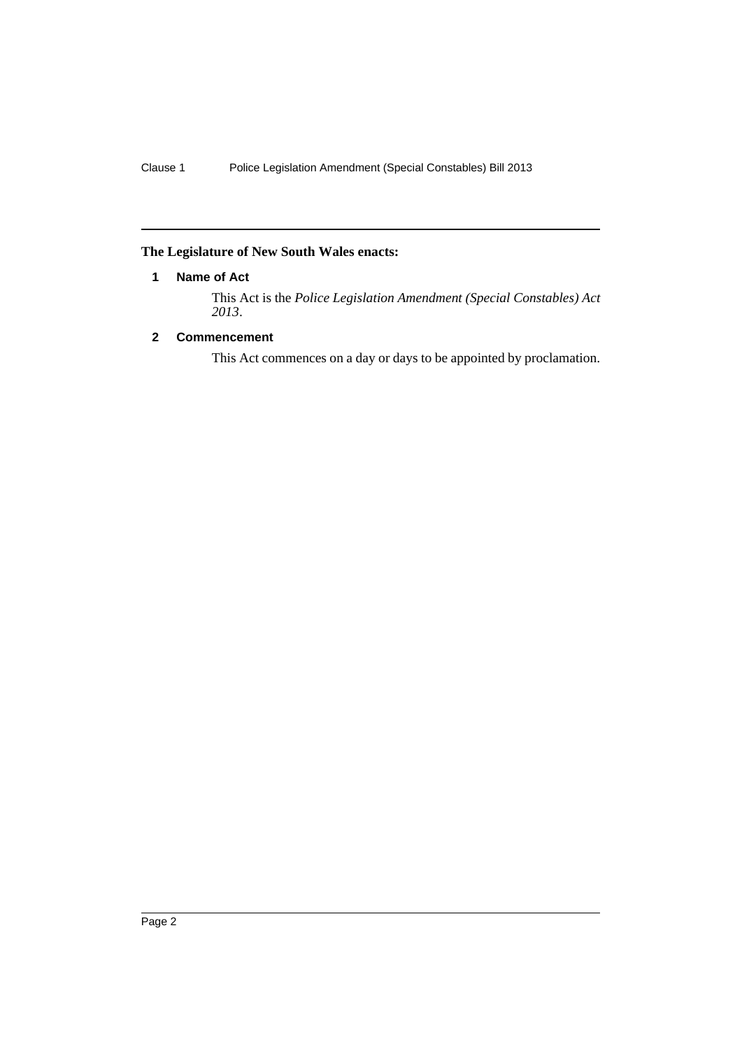**The Legislature of New South Wales enacts:**

## 1 Name of Act

This Act is the *Police Legislation Amendment (Special Constables) Act 2013*.

## 2 Commencement

This Act commences on a day or days to be appointed by proclamation.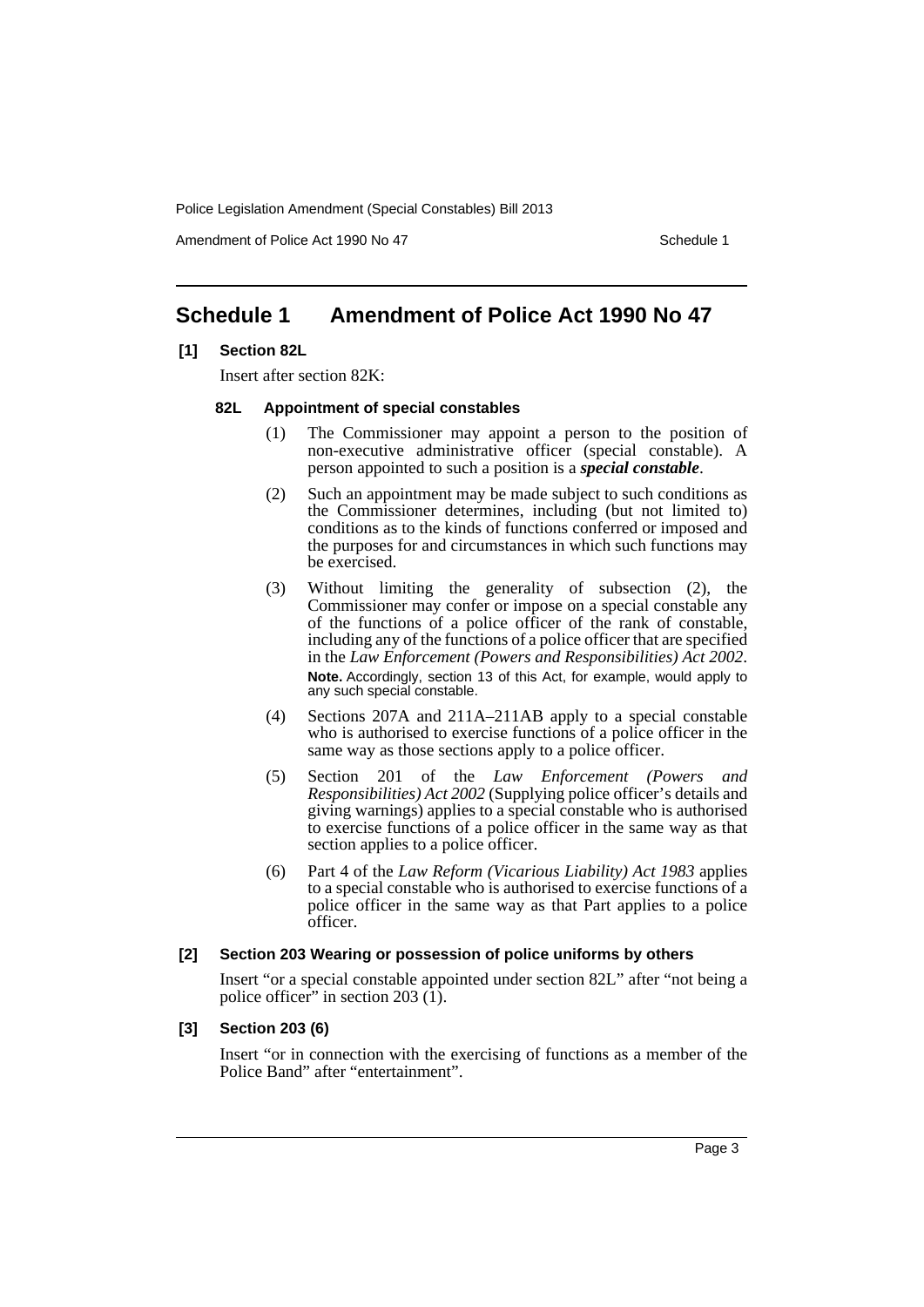# Schedule 1 Amendment of Police Act 1990 No 47

**[1] Section 82L**

Insert after section 82K:

**82L Appointment of special constables**

(1) The Commissioner may appoint a person to the position of non-executive administrative officer (special constable). A person appointed to such a position is a ***special constable***.

(2) Such an appointment may be made subject to such conditions as the Commissioner determines, including (but not limited to) conditions as to the kinds of functions conferred or imposed and the purposes for and circumstances in which such functions may be exercised.

(3) Without limiting the generality of subsection (2), the Commissioner may confer or impose on a special constable any of the functions of a police officer of the rank of constable, including any of the functions of a police officer that are specified in the *Law Enforcement (Powers and Responsibilities) Act 2002*.

**Note.** Accordingly, section 13 of this Act, for example, would apply to any such special constable.

(4) Sections 207A and 211A–211AB apply to a special constable who is authorised to exercise functions of a police officer in the same way as those sections apply to a police officer.

(5) Section 201 of the *Law Enforcement (Powers and Responsibilities) Act 2002* (Supplying police officer's details and giving warnings) applies to a special constable who is authorised to exercise functions of a police officer in the same way as that section applies to a police officer.

(6) Part 4 of the *Law Reform (Vicarious Liability) Act 1983* applies to a special constable who is authorised to exercise functions of a police officer in the same way as that Part applies to a police officer.

**[2] Section 203 Wearing or possession of police uniforms by others**

Insert "or a special constable appointed under section 82L" after "not being a police officer" in section 203 (1).

**[3] Section 203 (6)**

Insert "or in connection with the exercising of functions as a member of the Police Band" after "entertainment".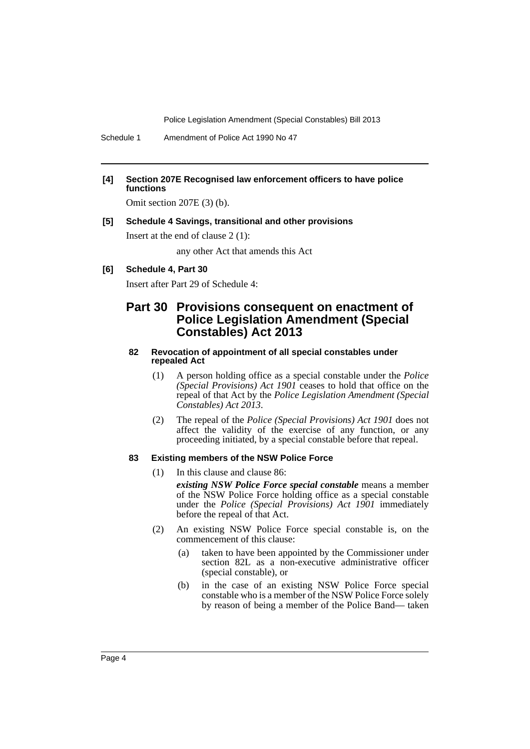**[4] Section 207E Recognised law enforcement officers to have police functions**

Omit section 207E (3) (b).

**[5] Schedule 4 Savings, transitional and other provisions**

Insert at the end of clause 2 (1):

any other Act that amends this Act

**[6] Schedule 4, Part 30**

Insert after Part 29 of Schedule 4:

## Part 30 Provisions consequent on enactment of Police Legislation Amendment (Special Constables) Act 2013

### 82 Revocation of appointment of all special constables under repealed Act

(1) A person holding office as a special constable under the *Police (Special Provisions) Act 1901* ceases to hold that office on the repeal of that Act by the *Police Legislation Amendment (Special Constables) Act 2013*.

(2) The repeal of the *Police (Special Provisions) Act 1901* does not affect the validity of the exercise of any function, or any proceeding initiated, by a special constable before that repeal.

### 83 Existing members of the NSW Police Force

(1) In this clause and clause 86:

***existing NSW Police Force special constable*** means a member of the NSW Police Force holding office as a special constable under the *Police (Special Provisions) Act 1901* immediately before the repeal of that Act.

(2) An existing NSW Police Force special constable is, on the commencement of this clause:

(a) taken to have been appointed by the Commissioner under section 82L as a non-executive administrative officer (special constable), or

(b) in the case of an existing NSW Police Force special constable who is a member of the NSW Police Force solely by reason of being a member of the Police Band— taken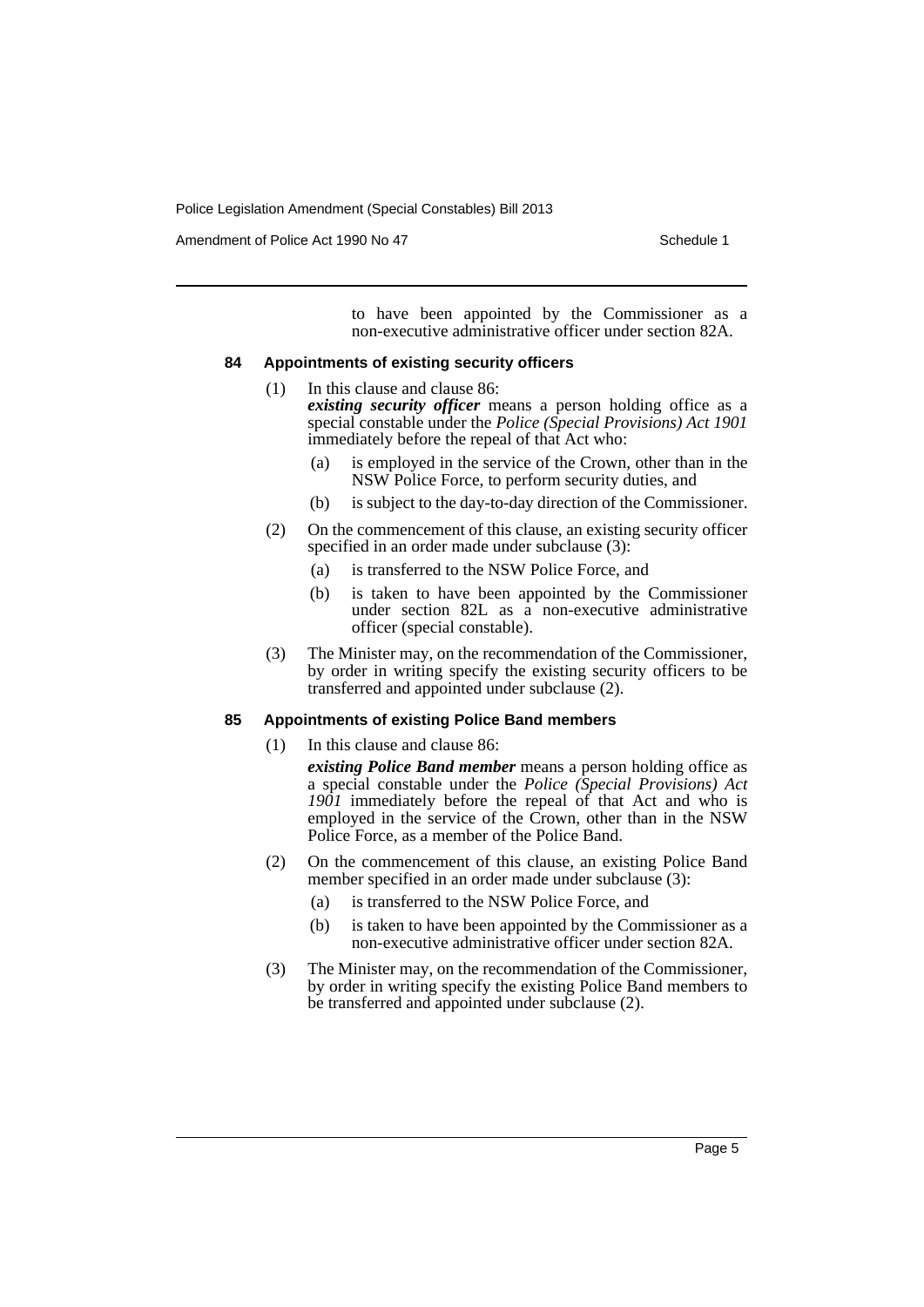to have been appointed by the Commissioner as a non-executive administrative officer under section 82A.

#### 84 Appointments of existing security officers

(1) In this clause and clause 86:

***existing security officer*** means a person holding office as a special constable under the *Police (Special Provisions) Act 1901* immediately before the repeal of that Act who:

- (a) is employed in the service of the Crown, other than in the NSW Police Force, to perform security duties, and
- (b) is subject to the day-to-day direction of the Commissioner.

(2) On the commencement of this clause, an existing security officer specified in an order made under subclause (3):

- (a) is transferred to the NSW Police Force, and
- (b) is taken to have been appointed by the Commissioner under section 82L as a non-executive administrative officer (special constable).

(3) The Minister may, on the recommendation of the Commissioner, by order in writing specify the existing security officers to be transferred and appointed under subclause (2).

#### 85 Appointments of existing Police Band members

(1) In this clause and clause 86:

***existing Police Band member*** means a person holding office as a special constable under the *Police (Special Provisions) Act 1901* immediately before the repeal of that Act and who is employed in the service of the Crown, other than in the NSW Police Force, as a member of the Police Band.

(2) On the commencement of this clause, an existing Police Band member specified in an order made under subclause (3):

- (a) is transferred to the NSW Police Force, and
- (b) is taken to have been appointed by the Commissioner as a non-executive administrative officer under section 82A.

(3) The Minister may, on the recommendation of the Commissioner, by order in writing specify the existing Police Band members to be transferred and appointed under subclause (2).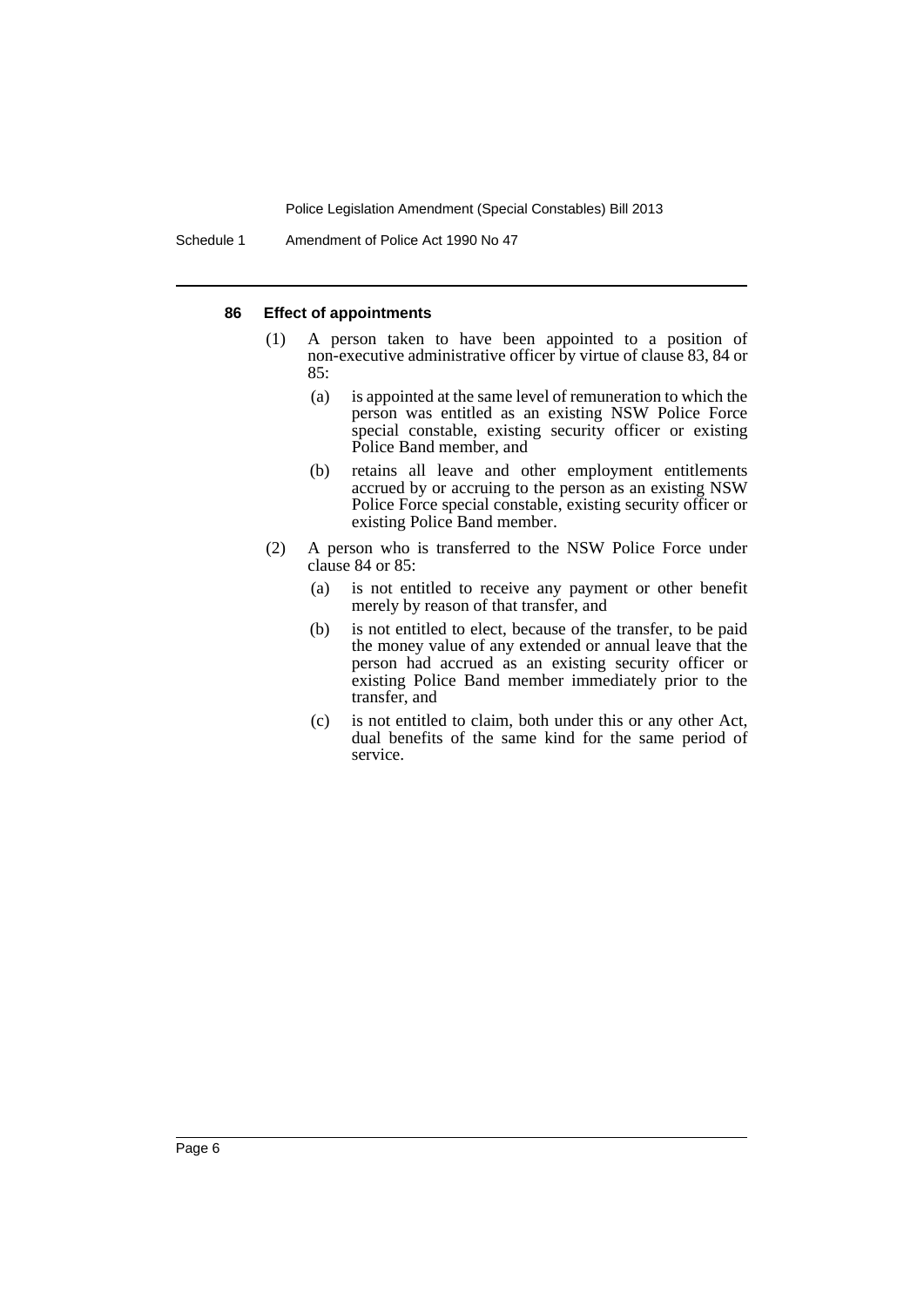#### 86 Effect of appointments

(1) A person taken to have been appointed to a position of non-executive administrative officer by virtue of clause 83, 84 or 85:

(a) is appointed at the same level of remuneration to which the person was entitled as an existing NSW Police Force special constable, existing security officer or existing Police Band member, and

(b) retains all leave and other employment entitlements accrued by or accruing to the person as an existing NSW Police Force special constable, existing security officer or existing Police Band member.

(2) A person who is transferred to the NSW Police Force under clause 84 or 85:

(a) is not entitled to receive any payment or other benefit merely by reason of that transfer, and

(b) is not entitled to elect, because of the transfer, to be paid the money value of any extended or annual leave that the person had accrued as an existing security officer or existing Police Band member immediately prior to the transfer, and

(c) is not entitled to claim, both under this or any other Act, dual benefits of the same kind for the same period of service.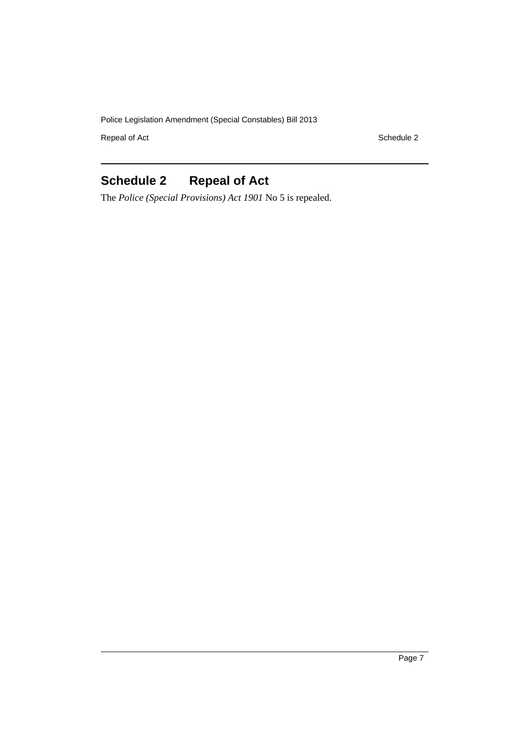# Schedule 2 Repeal of Act

The *Police (Special Provisions) Act 1901* No 5 is repealed.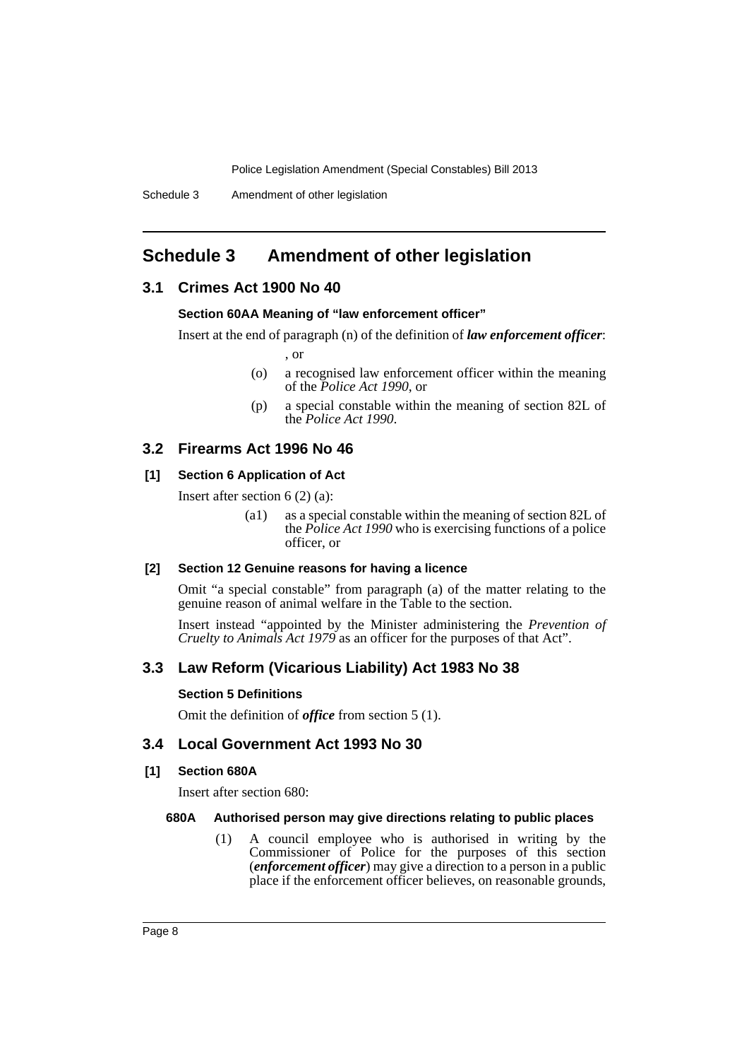# Schedule 3 Amendment of other legislation

## 3.1 Crimes Act 1900 No 40

#### Section 60AA Meaning of "law enforcement officer"

Insert at the end of paragraph (n) of the definition of ***law enforcement officer***:

, or

(o) a recognised law enforcement officer within the meaning of the *Police Act 1990*, or

(p) a special constable within the meaning of section 82L of the *Police Act 1990*.

## 3.2 Firearms Act 1996 No 46

#### [1] Section 6 Application of Act

Insert after section 6 (2) (a):

(a1) as a special constable within the meaning of section 82L of the *Police Act 1990* who is exercising functions of a police officer, or

#### [2] Section 12 Genuine reasons for having a licence

Omit "a special constable" from paragraph (a) of the matter relating to the genuine reason of animal welfare in the Table to the section.

Insert instead "appointed by the Minister administering the *Prevention of Cruelty to Animals Act 1979* as an officer for the purposes of that Act".

## 3.3 Law Reform (Vicarious Liability) Act 1983 No 38

#### Section 5 Definitions

Omit the definition of ***office*** from section 5 (1).

## 3.4 Local Government Act 1993 No 30

#### [1] Section 680A

Insert after section 680:

#### 680A Authorised person may give directions relating to public places

(1) A council employee who is authorised in writing by the Commissioner of Police for the purposes of this section (***enforcement officer***) may give a direction to a person in a public place if the enforcement officer believes, on reasonable grounds,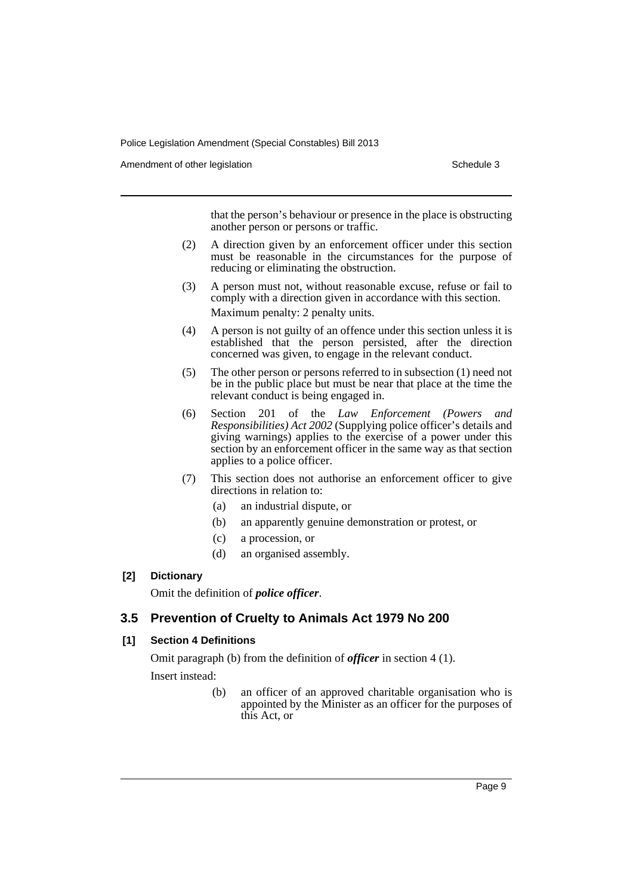that the person's behaviour or presence in the place is obstructing another person or persons or traffic.

(2) A direction given by an enforcement officer under this section must be reasonable in the circumstances for the purpose of reducing or eliminating the obstruction.

(3) A person must not, without reasonable excuse, refuse or fail to comply with a direction given in accordance with this section.

Maximum penalty: 2 penalty units.

(4) A person is not guilty of an offence under this section unless it is established that the person persisted, after the direction concerned was given, to engage in the relevant conduct.

(5) The other person or persons referred to in subsection (1) need not be in the public place but must be near that place at the time the relevant conduct is being engaged in.

(6) Section 201 of the *Law Enforcement (Powers and Responsibilities) Act 2002* (Supplying police officer's details and giving warnings) applies to the exercise of a power under this section by an enforcement officer in the same way as that section applies to a police officer.

(7) This section does not authorise an enforcement officer to give directions in relation to:

(a) an industrial dispute, or

(b) an apparently genuine demonstration or protest, or

(c) a procession, or

(d) an organised assembly.

**[2] Dictionary**

Omit the definition of ***police officer***.

## 3.5 Prevention of Cruelty to Animals Act 1979 No 200

**[1] Section 4 Definitions**

Omit paragraph (b) from the definition of ***officer*** in section 4 (1).

Insert instead:

(b) an officer of an approved charitable organisation who is appointed by the Minister as an officer for the purposes of this Act, or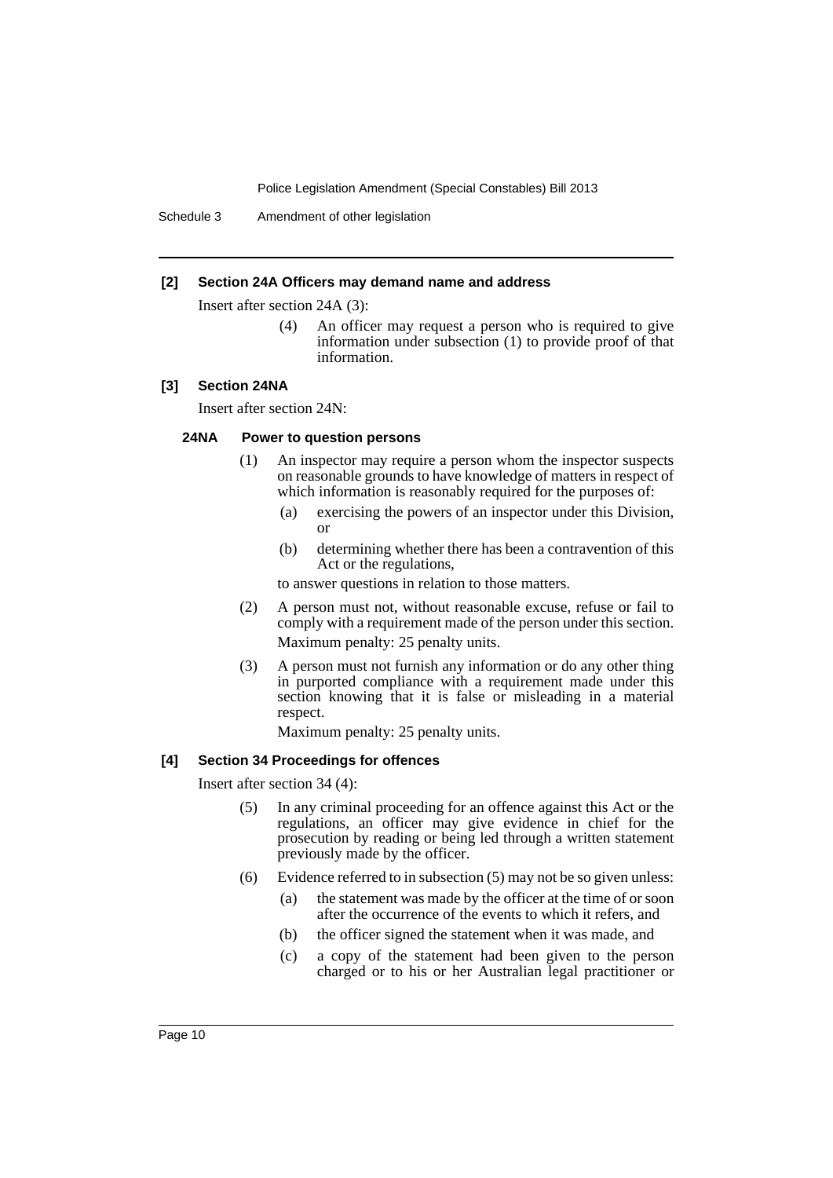**[2] Section 24A Officers may demand name and address**

Insert after section 24A (3):

> (4) An officer may request a person who is required to give information under subsection (1) to provide proof of that information.

**[3] Section 24NA**

Insert after section 24N:

**24NA Power to question persons**

(1) An inspector may require a person whom the inspector suspects on reasonable grounds to have knowledge of matters in respect of which information is reasonably required for the purposes of:

- (a) exercising the powers of an inspector under this Division, or
- (b) determining whether there has been a contravention of this Act or the regulations,

to answer questions in relation to those matters.

(2) A person must not, without reasonable excuse, refuse or fail to comply with a requirement made of the person under this section.

Maximum penalty: 25 penalty units.

(3) A person must not furnish any information or do any other thing in purported compliance with a requirement made under this section knowing that it is false or misleading in a material respect.

Maximum penalty: 25 penalty units.

**[4] Section 34 Proceedings for offences**

Insert after section 34 (4):

> (5) In any criminal proceeding for an offence against this Act or the regulations, an officer may give evidence in chief for the prosecution by reading or being led through a written statement previously made by the officer.
>
> (6) Evidence referred to in subsection (5) may not be so given unless:
>
> - (a) the statement was made by the officer at the time of or soon after the occurrence of the events to which it refers, and
> - (b) the officer signed the statement when it was made, and
> - (c) a copy of the statement had been given to the person charged or to his or her Australian legal practitioner or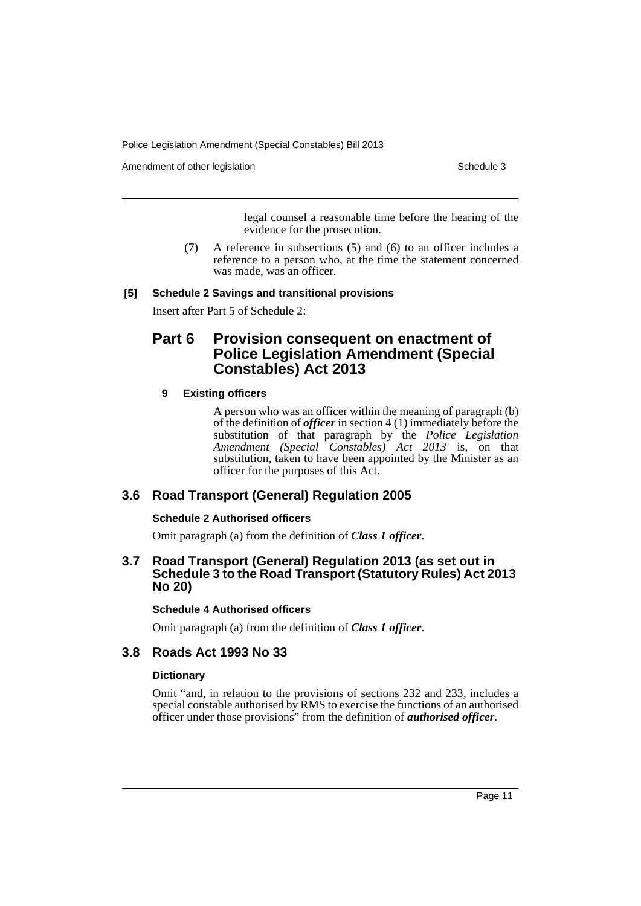legal counsel a reasonable time before the hearing of the evidence for the prosecution.

(7) A reference in subsections (5) and (6) to an officer includes a reference to a person who, at the time the statement concerned was made, was an officer.

**[5] Schedule 2 Savings and transitional provisions**

Insert after Part 5 of Schedule 2:

## Part 6 Provision consequent on enactment of Police Legislation Amendment (Special Constables) Act 2013

**9 Existing officers**

A person who was an officer within the meaning of paragraph (b) of the definition of ***officer*** in section 4 (1) immediately before the substitution of that paragraph by the *Police Legislation Amendment (Special Constables) Act 2013* is, on that substitution, taken to have been appointed by the Minister as an officer for the purposes of this Act.

## 3.6 Road Transport (General) Regulation 2005

**Schedule 2 Authorised officers**

Omit paragraph (a) from the definition of ***Class 1 officer***.

## 3.7 Road Transport (General) Regulation 2013 (as set out in Schedule 3 to the Road Transport (Statutory Rules) Act 2013 No 20)

**Schedule 4 Authorised officers**

Omit paragraph (a) from the definition of ***Class 1 officer***.

## 3.8 Roads Act 1993 No 33

**Dictionary**

Omit "and, in relation to the provisions of sections 232 and 233, includes a special constable authorised by RMS to exercise the functions of an authorised officer under those provisions" from the definition of ***authorised officer***.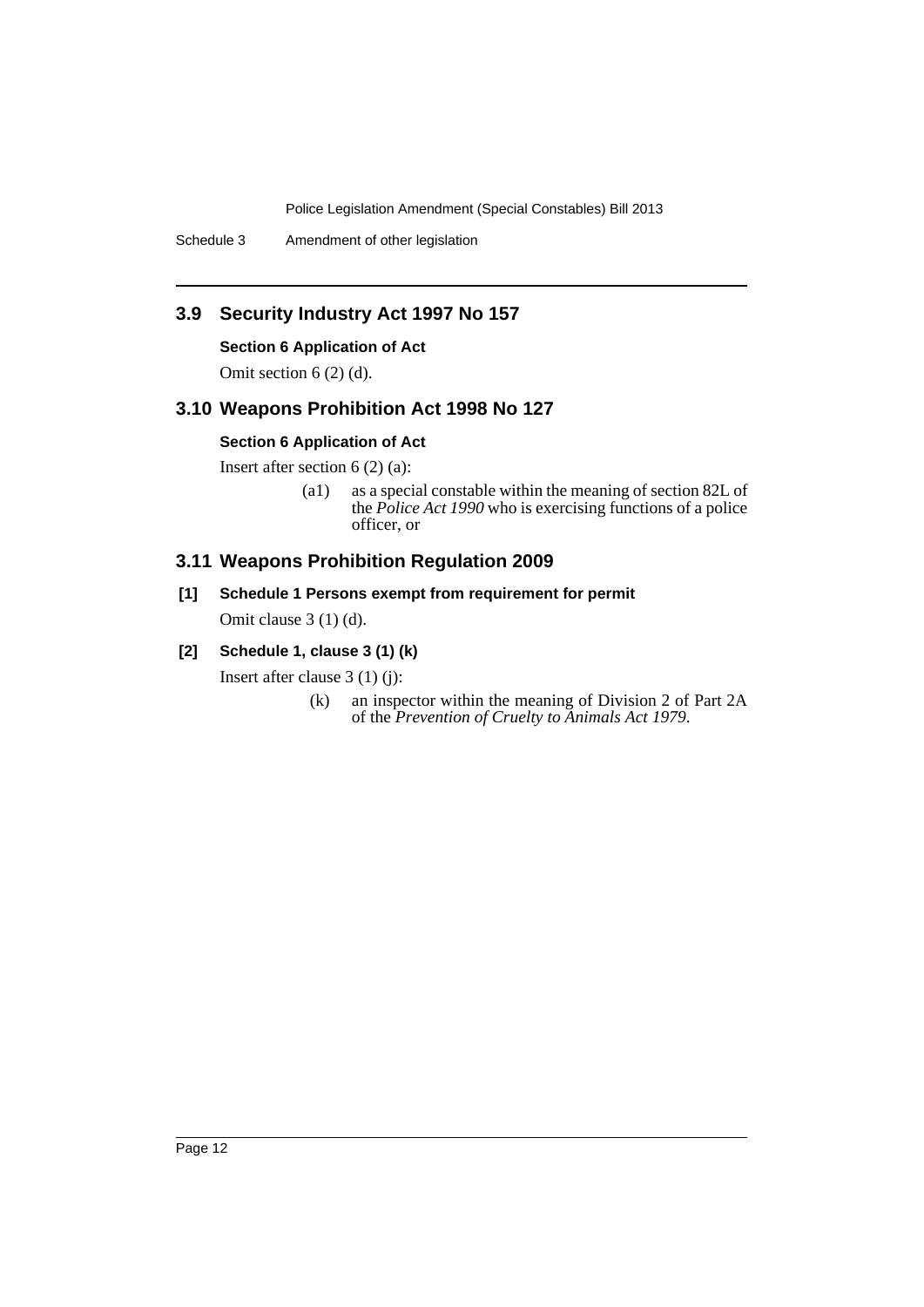## 3.9 Security Industry Act 1997 No 157

### Section 6 Application of Act

Omit section 6 (2) (d).

## 3.10 Weapons Prohibition Act 1998 No 127

### Section 6 Application of Act

Insert after section 6 (2) (a):

> (a1) as a special constable within the meaning of section 82L of the *Police Act 1990* who is exercising functions of a police officer, or

## 3.11 Weapons Prohibition Regulation 2009

### [1] Schedule 1 Persons exempt from requirement for permit

Omit clause 3 (1) (d).

### [2] Schedule 1, clause 3 (1) (k)

Insert after clause 3 (1) (j):

> (k) an inspector within the meaning of Division 2 of Part 2A of the *Prevention of Cruelty to Animals Act 1979*.